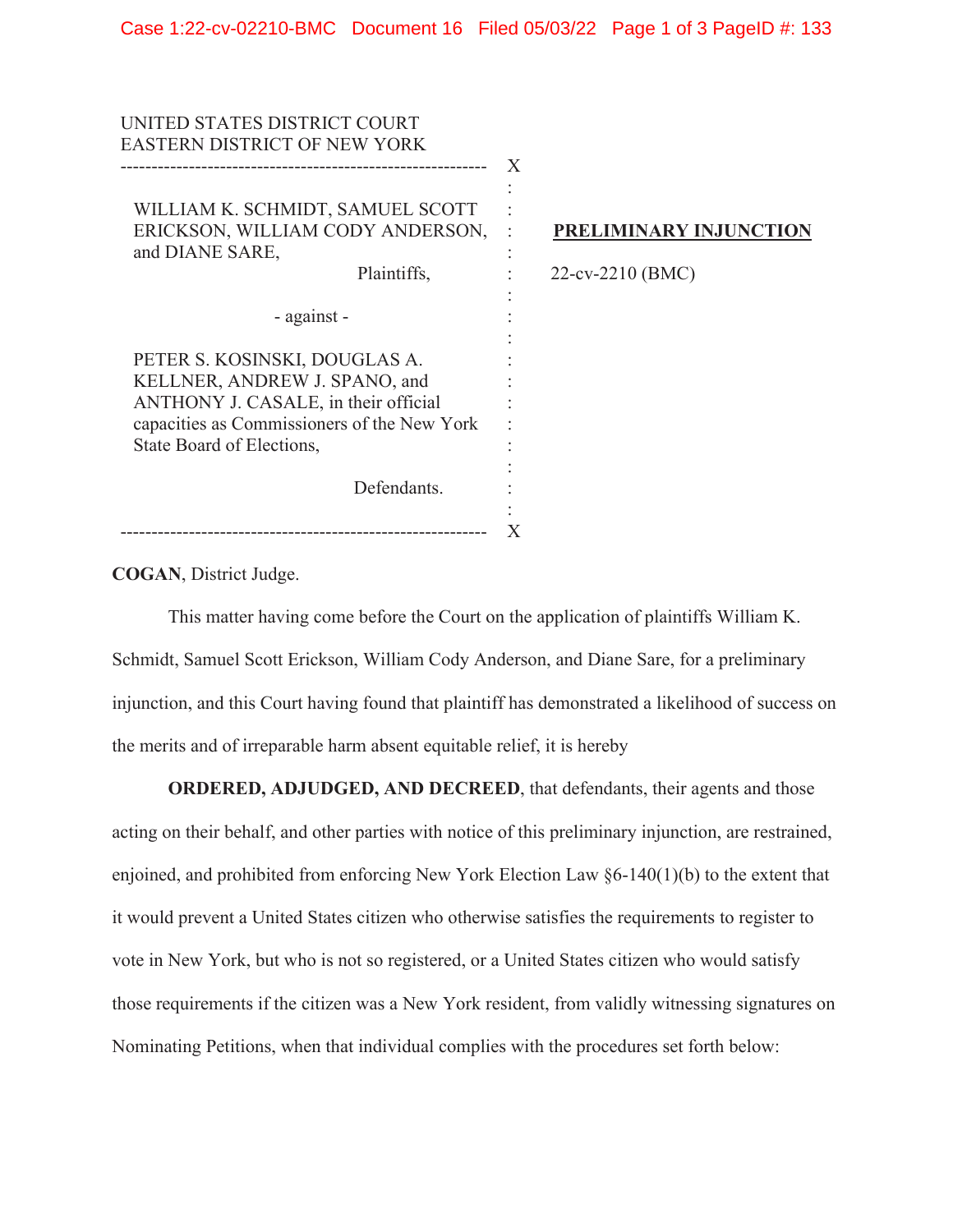UNITED STATES DISTRICT COURT
EASTERN DISTRICT OF NEW YORK

WILLIAM K. SCHMIDT, SAMUEL SCOTT ERICKSON, WILLIAM CODY ANDERSON, and DIANE SARE,

Plaintiffs,

- against -

PETER S. KOSINSKI, DOUGLAS A. KELLNER, ANDREW J. SPANO, and ANTHONY J. CASALE, in their official capacities as Commissioners of the New York State Board of Elections,

Defendants.

**PRELIMINARY INJUNCTION**

22-cv-2210 (BMC)

**COGAN**, District Judge.

This matter having come before the Court on the application of plaintiffs William K. Schmidt, Samuel Scott Erickson, William Cody Anderson, and Diane Sare, for a preliminary injunction, and this Court having found that plaintiff has demonstrated a likelihood of success on the merits and of irreparable harm absent equitable relief, it is hereby

**ORDERED, ADJUDGED, AND DECREED**, that defendants, their agents and those acting on their behalf, and other parties with notice of this preliminary injunction, are restrained, enjoined, and prohibited from enforcing New York Election Law §6-140(1)(b) to the extent that it would prevent a United States citizen who otherwise satisfies the requirements to register to vote in New York, but who is not so registered, or a United States citizen who would satisfy those requirements if the citizen was a New York resident, from validly witnessing signatures on Nominating Petitions, when that individual complies with the procedures set forth below: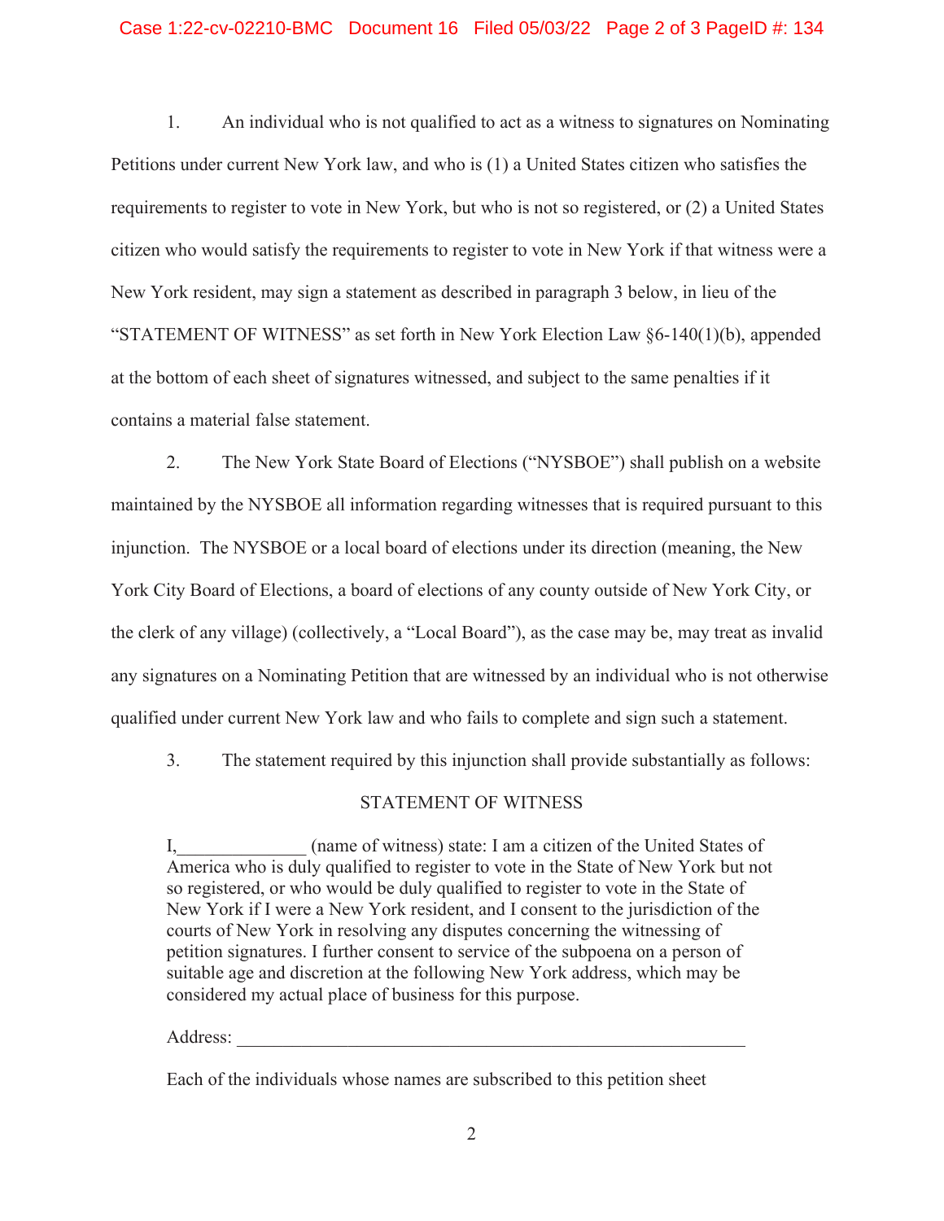1. An individual who is not qualified to act as a witness to signatures on Nominating Petitions under current New York law, and who is (1) a United States citizen who satisfies the requirements to register to vote in New York, but who is not so registered, or (2) a United States citizen who would satisfy the requirements to register to vote in New York if that witness were a New York resident, may sign a statement as described in paragraph 3 below, in lieu of the "STATEMENT OF WITNESS" as set forth in New York Election Law §6-140(1)(b), appended at the bottom of each sheet of signatures witnessed, and subject to the same penalties if it contains a material false statement.

2. The New York State Board of Elections ("NYSBOE") shall publish on a website maintained by the NYSBOE all information regarding witnesses that is required pursuant to this injunction. The NYSBOE or a local board of elections under its direction (meaning, the New York City Board of Elections, a board of elections of any county outside of New York City, or the clerk of any village) (collectively, a "Local Board"), as the case may be, may treat as invalid any signatures on a Nominating Petition that are witnessed by an individual who is not otherwise qualified under current New York law and who fails to complete and sign such a statement.

3. The statement required by this injunction shall provide substantially as follows:

STATEMENT OF WITNESS

I,______________ (name of witness) state: I am a citizen of the United States of America who is duly qualified to register to vote in the State of New York but not so registered, or who would be duly qualified to register to vote in the State of New York if I were a New York resident, and I consent to the jurisdiction of the courts of New York in resolving any disputes concerning the witnessing of petition signatures. I further consent to service of the subpoena on a person of suitable age and discretion at the following New York address, which may be considered my actual place of business for this purpose.

Address: ________________________________________________________

Each of the individuals whose names are subscribed to this petition sheet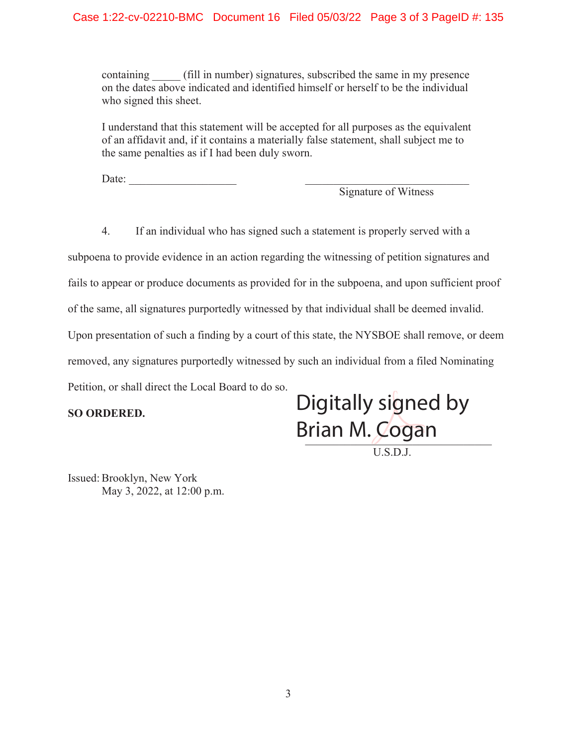containing _____ (fill in number) signatures, subscribed the same in my presence on the dates above indicated and identified himself or herself to be the individual who signed this sheet.

I understand that this statement will be accepted for all purposes as the equivalent of an affidavit and, if it contains a materially false statement, shall subject me to the same penalties as if I had been duly sworn.

Date: ___________________ ______________________________
Signature of Witness

4. If an individual who has signed such a statement is properly served with a subpoena to provide evidence in an action regarding the witnessing of petition signatures and fails to appear or produce documents as provided for in the subpoena, and upon sufficient proof of the same, all signatures purportedly witnessed by that individual shall be deemed invalid. Upon presentation of such a finding by a court of this state, the NYSBOE shall remove, or deem removed, any signatures purportedly witnessed by such an individual from a filed Nominating Petition, or shall direct the Local Board to do so.

**SO ORDERED.**

Digitally signed by Brian M. Cogan
U.S.D.J.

Issued: Brooklyn, New York
May 3, 2022, at 12:00 p.m.